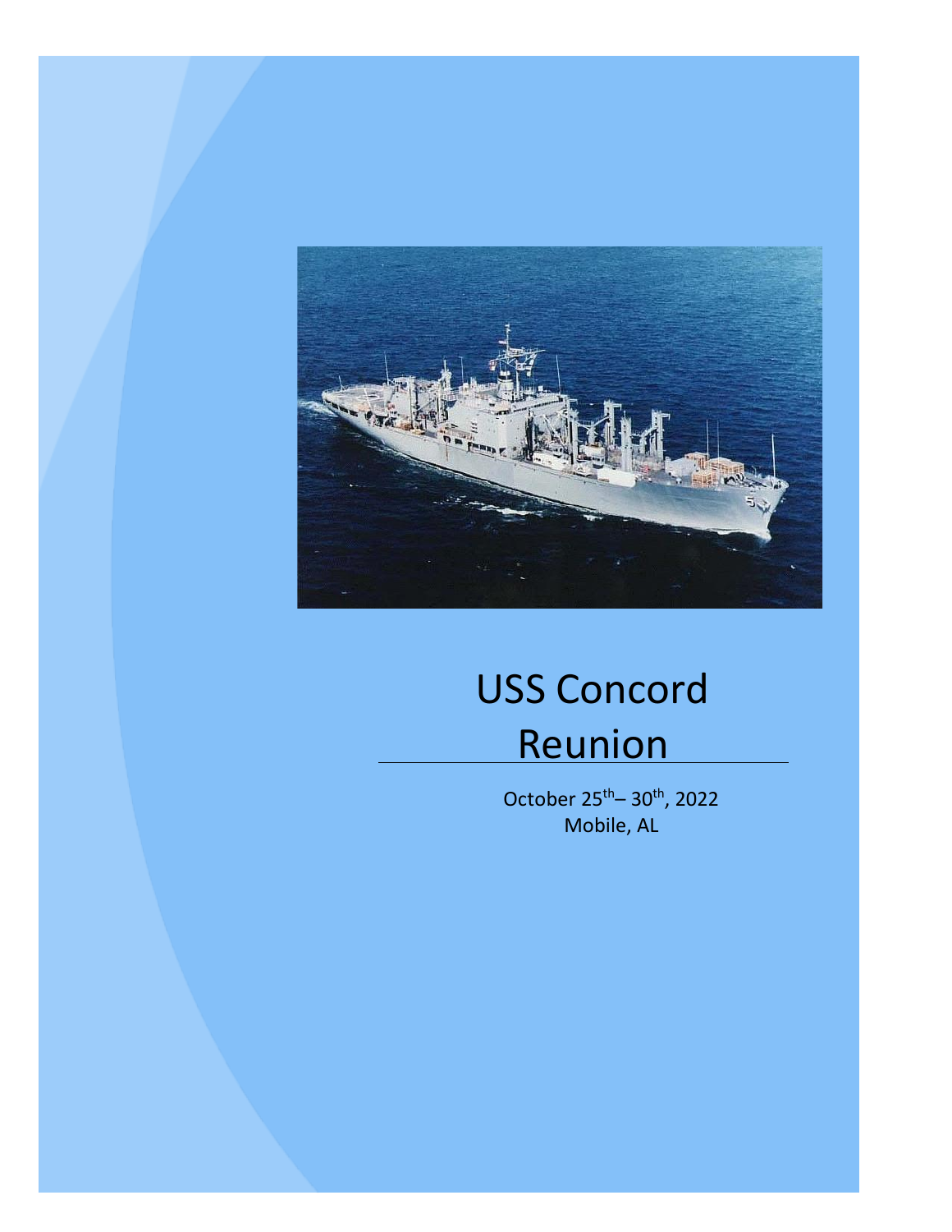# USS Concord Reunion

October 25th– 30th, 2022
Mobile, AL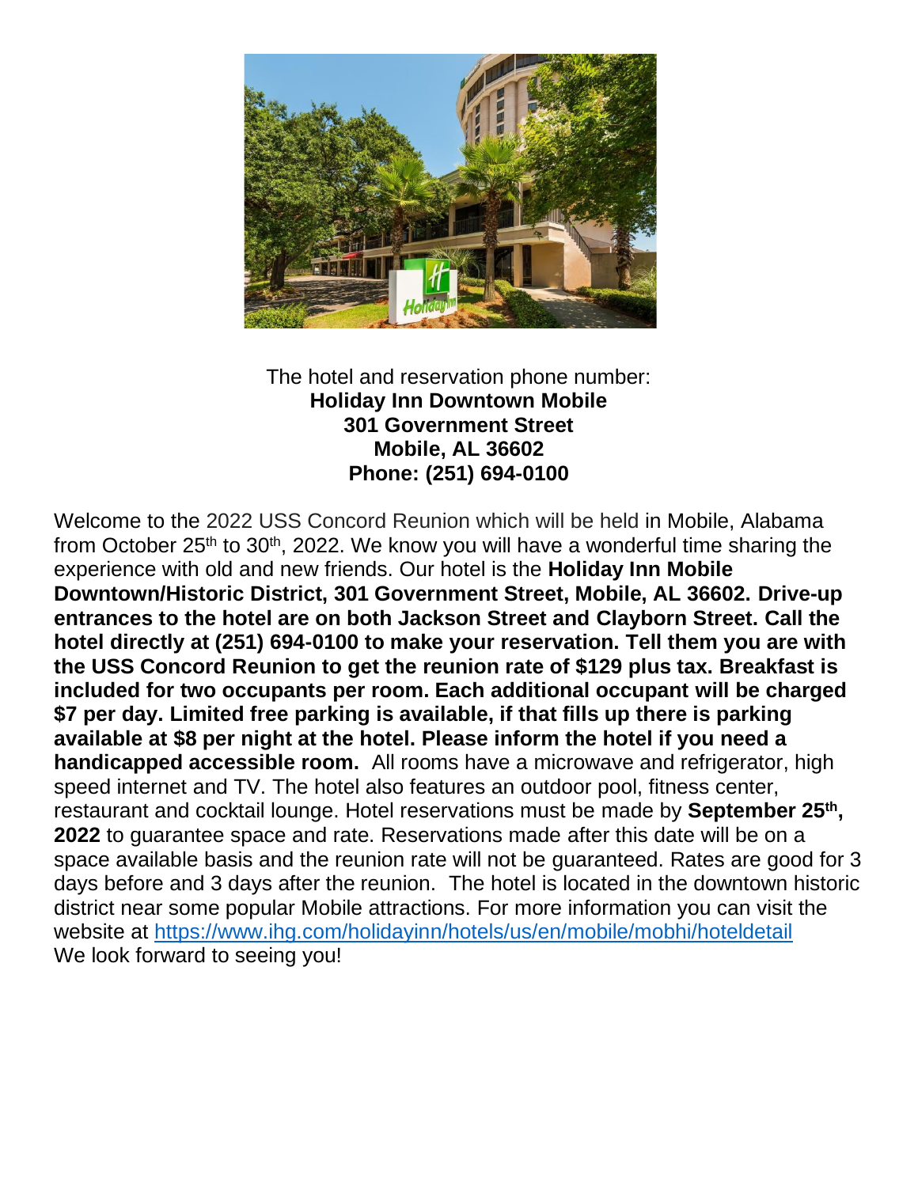The hotel and reservation phone number:
**Holiday Inn Downtown Mobile**
**301 Government Street**
**Mobile, AL 36602**
**Phone: (251) 694-0100**

Welcome to the 2022 USS Concord Reunion which will be held in Mobile, Alabama from October 25th to 30th, 2022. We know you will have a wonderful time sharing the experience with old and new friends. Our hotel is the **Holiday Inn Mobile Downtown/Historic District, 301 Government Street, Mobile, AL 36602. Drive-up entrances to the hotel are on both Jackson Street and Clayborn Street. Call the hotel directly at (251) 694-0100 to make your reservation. Tell them you are with the USS Concord Reunion to get the reunion rate of $129 plus tax. Breakfast is included for two occupants per room. Each additional occupant will be charged $7 per day. Limited free parking is available, if that fills up there is parking available at $8 per night at the hotel. Please inform the hotel if you need a handicapped accessible room.** All rooms have a microwave and refrigerator, high speed internet and TV. The hotel also features an outdoor pool, fitness center, restaurant and cocktail lounge. Hotel reservations must be made by **September 25th, 2022** to guarantee space and rate. Reservations made after this date will be on a space available basis and the reunion rate will not be guaranteed. Rates are good for 3 days before and 3 days after the reunion. The hotel is located in the downtown historic district near some popular Mobile attractions. For more information you can visit the website at https://www.ihg.com/holidayinn/hotels/us/en/mobile/mobhi/hoteldetail
We look forward to seeing you!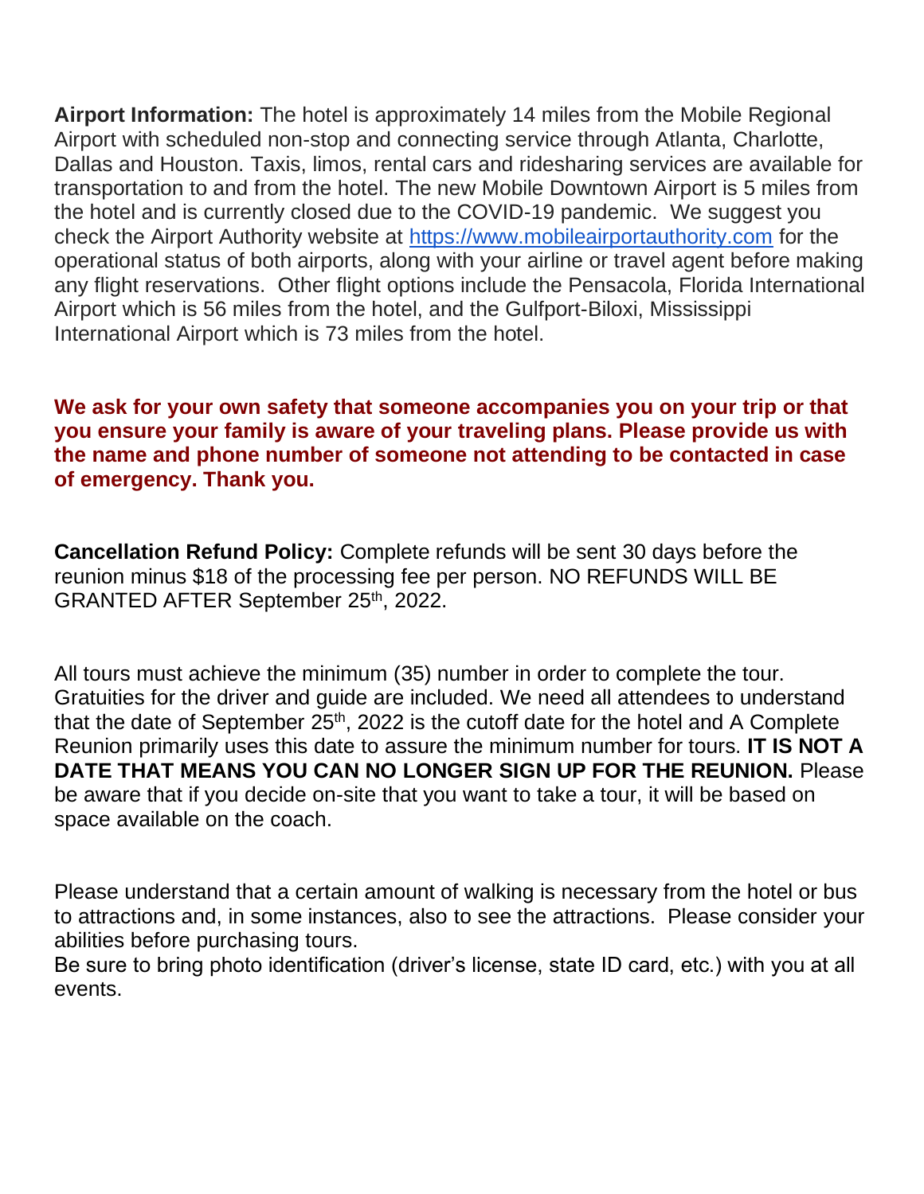**Airport Information:** The hotel is approximately 14 miles from the Mobile Regional Airport with scheduled non-stop and connecting service through Atlanta, Charlotte, Dallas and Houston. Taxis, limos, rental cars and ridesharing services are available for transportation to and from the hotel. The new Mobile Downtown Airport is 5 miles from the hotel and is currently closed due to the COVID-19 pandemic. We suggest you check the Airport Authority website at [https://www.mobileairportauthority.com](https://www.mobileairportauthority.com) for the operational status of both airports, along with your airline or travel agent before making any flight reservations. Other flight options include the Pensacola, Florida International Airport which is 56 miles from the hotel, and the Gulfport-Biloxi, Mississippi International Airport which is 73 miles from the hotel.

**We ask for your own safety that someone accompanies you on your trip or that you ensure your family is aware of your traveling plans. Please provide us with the name and phone number of someone not attending to be contacted in case of emergency. Thank you.**

**Cancellation Refund Policy:** Complete refunds will be sent 30 days before the reunion minus $18 of the processing fee per person. NO REFUNDS WILL BE GRANTED AFTER September 25th, 2022.

All tours must achieve the minimum (35) number in order to complete the tour. Gratuities for the driver and guide are included. We need all attendees to understand that the date of September 25th, 2022 is the cutoff date for the hotel and A Complete Reunion primarily uses this date to assure the minimum number for tours. **IT IS NOT A DATE THAT MEANS YOU CAN NO LONGER SIGN UP FOR THE REUNION.** Please be aware that if you decide on-site that you want to take a tour, it will be based on space available on the coach.

Please understand that a certain amount of walking is necessary from the hotel or bus to attractions and, in some instances, also to see the attractions. Please consider your abilities before purchasing tours.
Be sure to bring photo identification (driver's license, state ID card, etc.) with you at all events.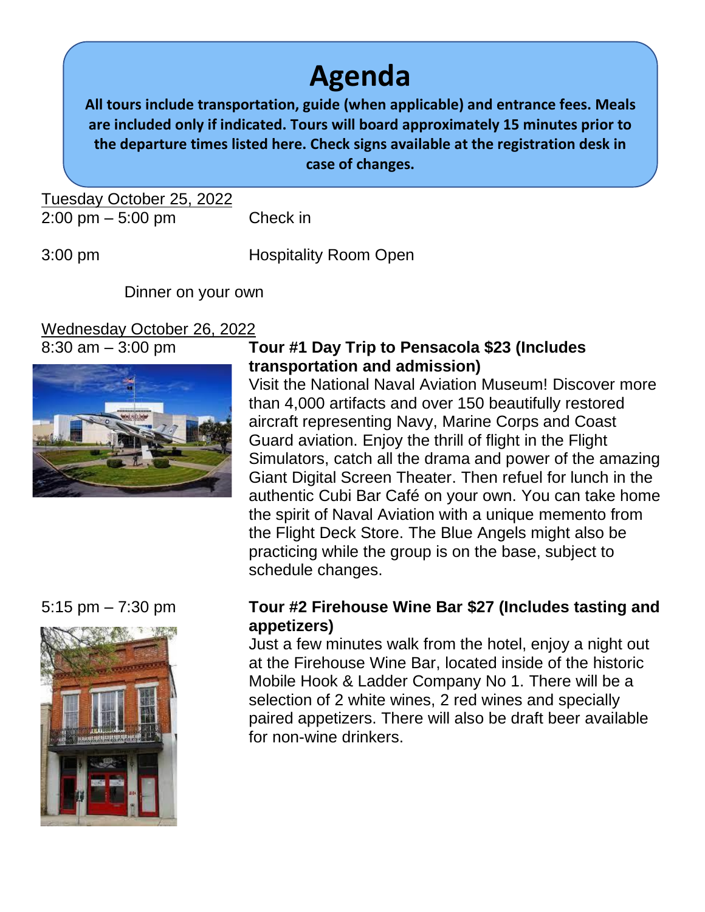# Agenda

**All tours include transportation, guide (when applicable) and entrance fees. Meals are included only if indicated. Tours will board approximately 15 minutes prior to the departure times listed here. Check signs available at the registration desk in case of changes.**

Tuesday October 25, 2022

2:00 pm – 5:00 pm Check in

3:00 pm Hospitality Room Open

Dinner on your own

Wednesday October 26, 2022

8:30 am – 3:00 pm

**Tour #1 Day Trip to Pensacola $23 (Includes transportation and admission)**

Visit the National Naval Aviation Museum! Discover more than 4,000 artifacts and over 150 beautifully restored aircraft representing Navy, Marine Corps and Coast Guard aviation. Enjoy the thrill of flight in the Flight Simulators, catch all the drama and power of the amazing Giant Digital Screen Theater. Then refuel for lunch in the authentic Cubi Bar Café on your own. You can take home the spirit of Naval Aviation with a unique memento from the Flight Deck Store. The Blue Angels might also be practicing while the group is on the base, subject to schedule changes.

5:15 pm – 7:30 pm

**Tour #2 Firehouse Wine Bar $27 (Includes tasting and appetizers)**

Just a few minutes walk from the hotel, enjoy a night out at the Firehouse Wine Bar, located inside of the historic Mobile Hook & Ladder Company No 1. There will be a selection of 2 white wines, 2 red wines and specially paired appetizers. There will also be draft beer available for non-wine drinkers.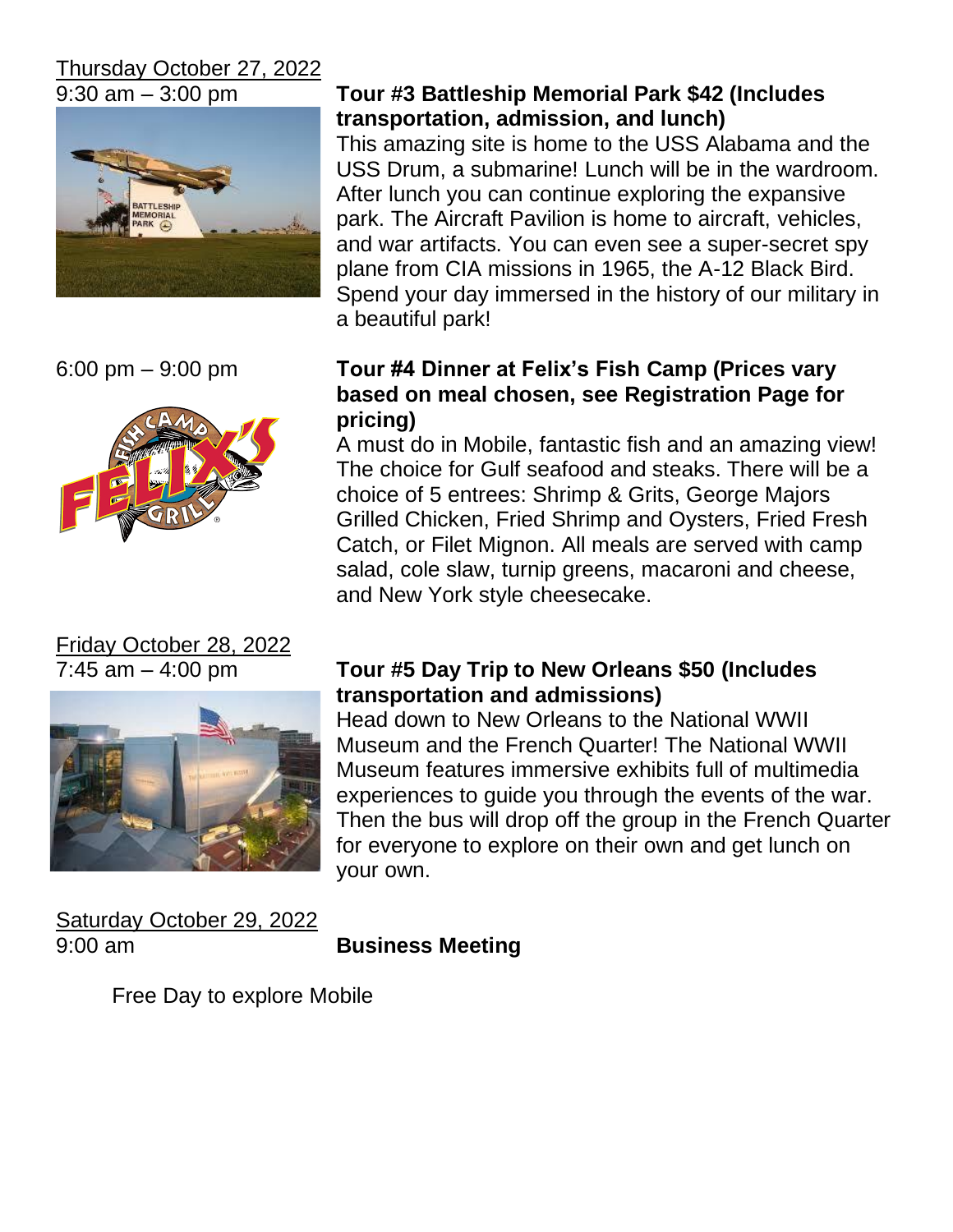Thursday October 27, 2022

9:30 am – 3:00 pm

**Tour #3 Battleship Memorial Park $42 (Includes transportation, admission, and lunch)**

This amazing site is home to the USS Alabama and the USS Drum, a submarine! Lunch will be in the wardroom. After lunch you can continue exploring the expansive park. The Aircraft Pavilion is home to aircraft, vehicles, and war artifacts. You can even see a super-secret spy plane from CIA missions in 1965, the A-12 Black Bird. Spend your day immersed in the history of our military in a beautiful park!

6:00 pm – 9:00 pm

**Tour #4 Dinner at Felix's Fish Camp (Prices vary based on meal chosen, see Registration Page for pricing)**

A must do in Mobile, fantastic fish and an amazing view! The choice for Gulf seafood and steaks. There will be a choice of 5 entrees: Shrimp & Grits, George Majors Grilled Chicken, Fried Shrimp and Oysters, Fried Fresh Catch, or Filet Mignon. All meals are served with camp salad, cole slaw, turnip greens, macaroni and cheese, and New York style cheesecake.

Friday October 28, 2022

7:45 am – 4:00 pm

**Tour #5 Day Trip to New Orleans $50 (Includes transportation and admissions)**

Head down to New Orleans to the National WWII Museum and the French Quarter! The National WWII Museum features immersive exhibits full of multimedia experiences to guide you through the events of the war. Then the bus will drop off the group in the French Quarter for everyone to explore on their own and get lunch on your own.

Saturday October 29, 2022

9:00 am **Business Meeting**

Free Day to explore Mobile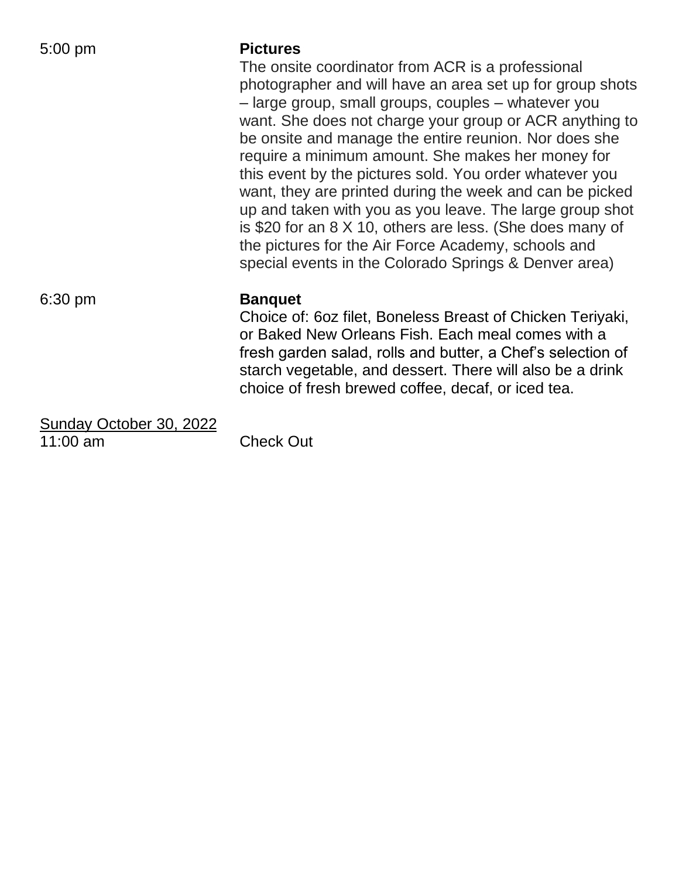5:00 pm **Pictures**

The onsite coordinator from ACR is a professional photographer and will have an area set up for group shots – large group, small groups, couples – whatever you want. She does not charge your group or ACR anything to be onsite and manage the entire reunion. Nor does she require a minimum amount. She makes her money for this event by the pictures sold. You order whatever you want, they are printed during the week and can be picked up and taken with you as you leave. The large group shot is $20 for an 8 X 10, others are less. (She does many of the pictures for the Air Force Academy, schools and special events in the Colorado Springs & Denver area)

6:30 pm **Banquet**

Choice of: 6oz filet, Boneless Breast of Chicken Teriyaki, or Baked New Orleans Fish. Each meal comes with a fresh garden salad, rolls and butter, a Chef's selection of starch vegetable, and dessert. There will also be a drink choice of fresh brewed coffee, decaf, or iced tea.

<u>Sunday October 30, 2022</u>

11:00 am Check Out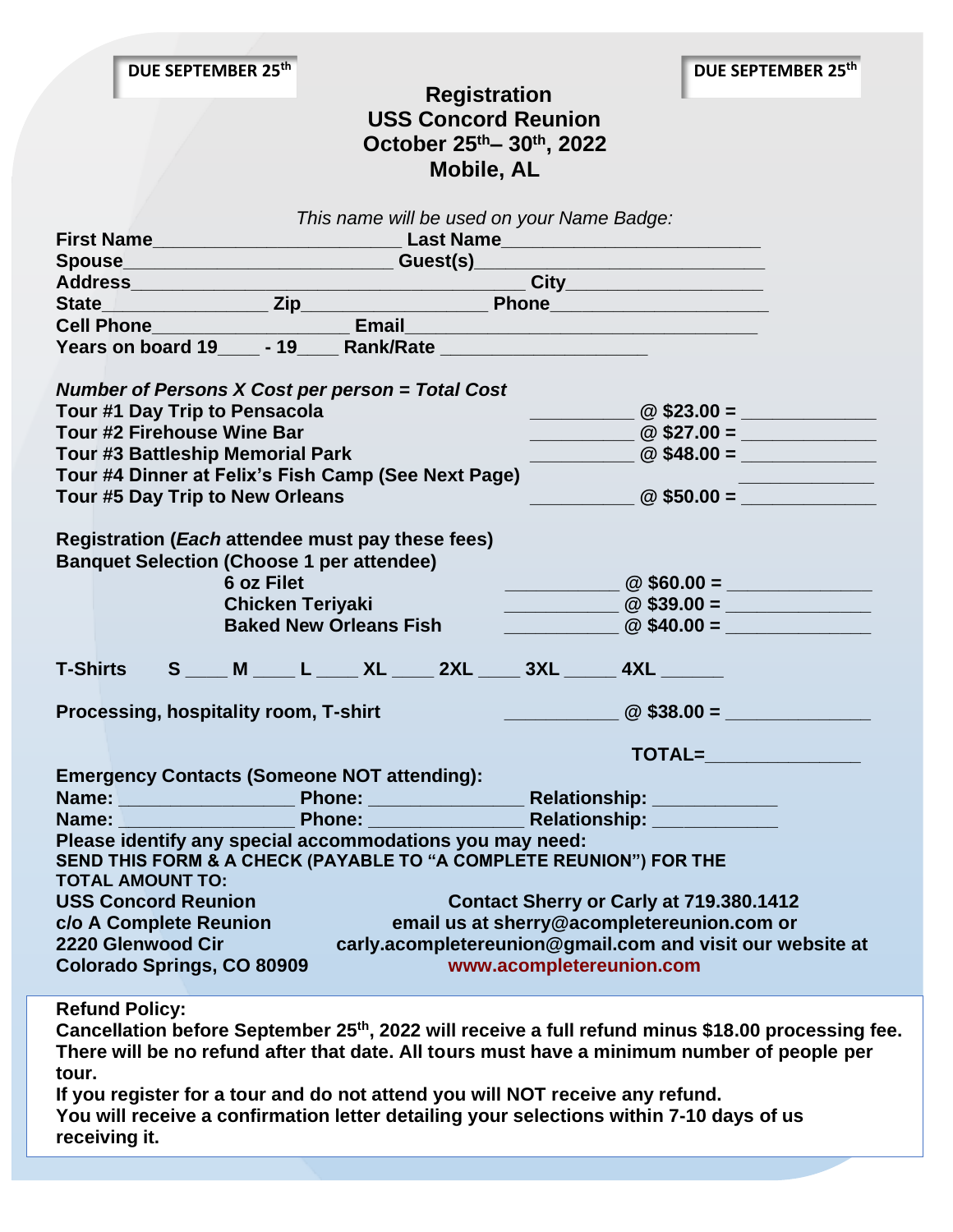**DUE SEPTEMBER 25th** **DUE SEPTEMBER 25th**

# Registration
## USS Concord Reunion
## October 25th– 30th, 2022
## Mobile, AL

*This name will be used on your Name Badge:*

**First Name**________________________ **Last Name**_________________________
**Spouse**__________________________ **Guest(s)**____________________________
**Address**________________________________________ **City**___________________
**State**______________ **Zip**_________________ **Phone**____________________
**Cell Phone**___________________ **Email**__________________________________
**Years on board 19**____ **- 19**____ **Rank/Rate** ____________________

***Number of Persons X Cost per person = Total Cost***

| | | |
|---|---|---|
| **Tour #1 Day Trip to Pensacola** | __________ **@ $23.00 =** | _____________ |
| **Tour #2 Firehouse Wine Bar** | __________ **@ $27.00 =** | _____________ |
| **Tour #3 Battleship Memorial Park** | __________ **@ $48.00 =** | _____________ |
| **Tour #4 Dinner at Felix's Fish Camp (See Next Page)** | | _____________ |
| **Tour #5 Day Trip to New Orleans** | __________ **@ $50.00 =** | _____________ |

**Registration (*Each* attendee must pay these fees)**
**Banquet Selection (Choose 1 per attendee)**

| | | |
|---|---|---|
| **6 oz Filet** | ___________ **@ $60.00 =** | ______________ |
| **Chicken Teriyaki** | ___________ **@ $39.00 =** | ______________ |
| **Baked New Orleans Fish** | ___________ **@ $40.00 =** | ______________ |

**T-Shirts S** ____ **M** ____ **L** ____ **XL** ____ **2XL** ____ **3XL** _____ **4XL** ______

**Processing, hospitality room, T-shirt** ___________ **@ $38.00 =** ______________

**TOTAL=**_______________

**Emergency Contacts (Someone NOT attending):**
**Name:** _________________ **Phone:** _______________ **Relationship:** ____________
**Name:** _________________ **Phone:** _______________ **Relationship:** ____________

**Please identify any special accommodations you may need:**

**SEND THIS FORM & A CHECK (PAYABLE TO "A COMPLETE REUNION") FOR THE TOTAL AMOUNT TO:**

**USS Concord Reunion**
**c/o A Complete Reunion**
**2220 Glenwood Cir**
**Colorado Springs, CO 80909**

**Contact Sherry or Carly at 719.380.1412**
**email us at sherry@acompletereunion.com or carly.acompletereunion@gmail.com and visit our website at www.acompletereunion.com**

**Refund Policy:**
**Cancellation before September 25th, 2022 will receive a full refund minus $18.00 processing fee. There will be no refund after that date. All tours must have a minimum number of people per tour.**
**If you register for a tour and do not attend you will NOT receive any refund.**
**You will receive a confirmation letter detailing your selections within 7-10 days of us receiving it.**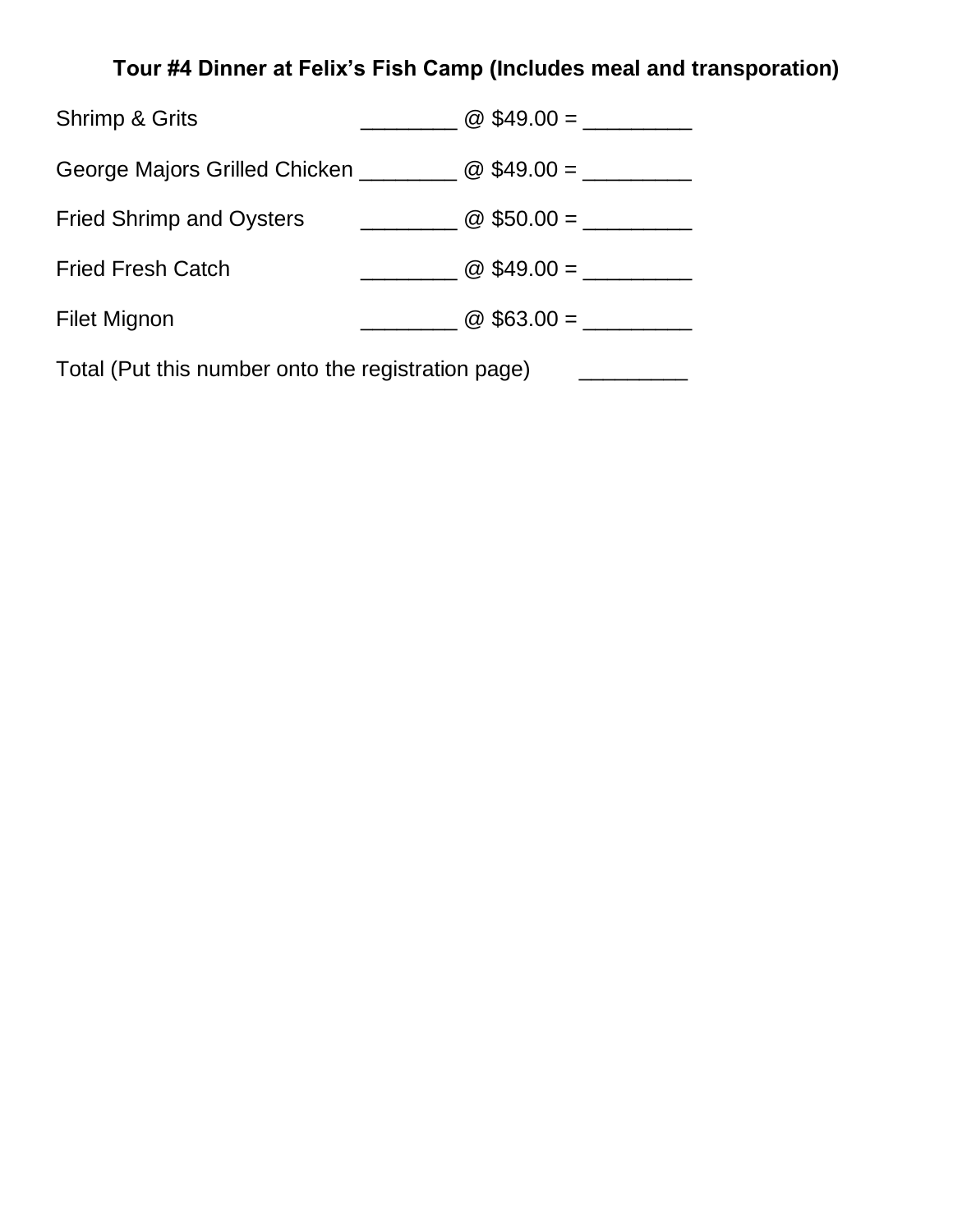**Tour #4 Dinner at Felix's Fish Camp (Includes meal and transporation)**

Shrimp & Grits ________ @ $49.00 = _________

George Majors Grilled Chicken ________ @ $49.00 = _________

Fried Shrimp and Oysters ________ @ $50.00 = _________

Fried Fresh Catch ________ @ $49.00 = _________

Filet Mignon ________ @ $63.00 = _________

Total (Put this number onto the registration page) _________